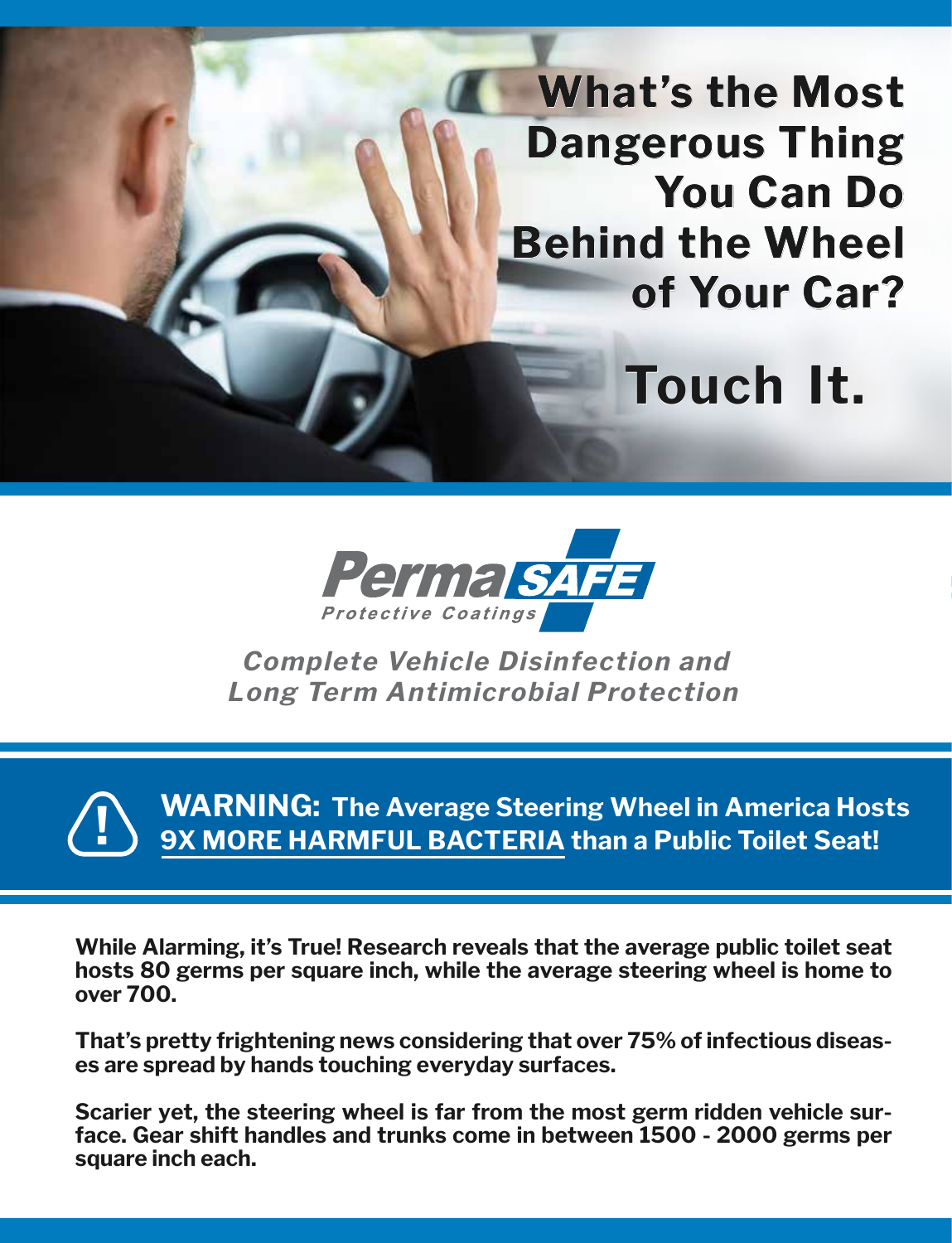# What's the Most Dangerous Thing You Can Do Behind the Wheel of Your Car?

# Touch It.

**PermaSAFE**
*Protective Coatings*

***Complete Vehicle Disinfection and Long Term Antimicrobial Protection***

**WARNING: The Average Steering Wheel in America Hosts 9X MORE HARMFUL BACTERIA than a Public Toilet Seat!**

**While Alarming, it's True! Research reveals that the average public toilet seat hosts 80 germs per square inch, while the average steering wheel is home to over 700.**

**That's pretty frightening news considering that over 75% of infectious diseases are spread by hands touching everyday surfaces.**

**Scarier yet, the steering wheel is far from the most germ ridden vehicle surface. Gear shift handles and trunks come in between 1500 - 2000 germs per square inch each.**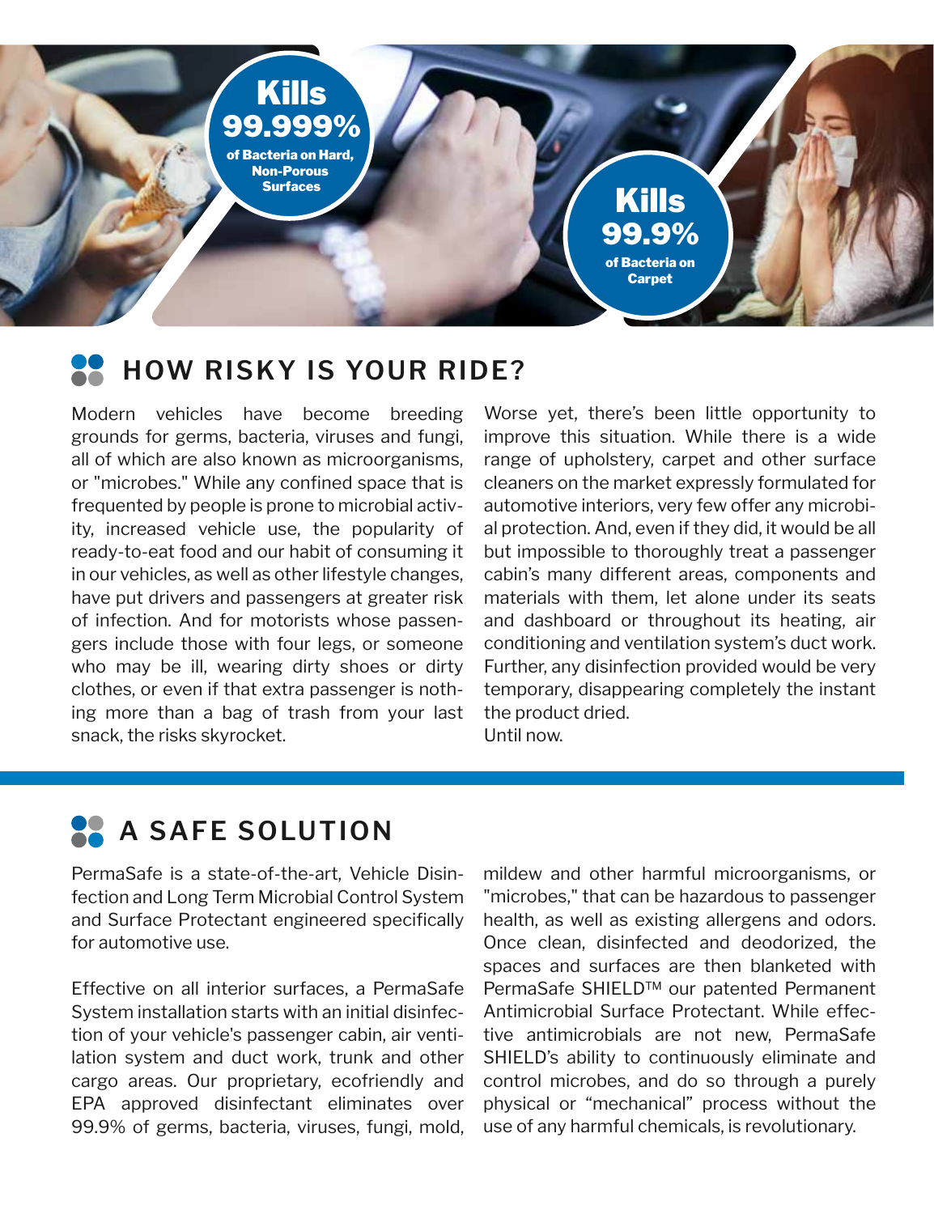**Kills 99.999%** of Bacteria on Hard, Non-Porous Surfaces

**Kills 99.9%** of Bacteria on Carpet

## HOW RISKY IS YOUR RIDE?

Modern vehicles have become breeding grounds for germs, bacteria, viruses and fungi, all of which are also known as microorganisms, or "microbes." While any confined space that is frequented by people is prone to microbial activity, increased vehicle use, the popularity of ready-to-eat food and our habit of consuming it in our vehicles, as well as other lifestyle changes, have put drivers and passengers at greater risk of infection. And for motorists whose passengers include those with four legs, or someone who may be ill, wearing dirty shoes or dirty clothes, or even if that extra passenger is nothing more than a bag of trash from your last snack, the risks skyrocket.

Worse yet, there's been little opportunity to improve this situation. While there is a wide range of upholstery, carpet and other surface cleaners on the market expressly formulated for automotive interiors, very few offer any microbial protection. And, even if they did, it would be all but impossible to thoroughly treat a passenger cabin's many different areas, components and materials with them, let alone under its seats and dashboard or throughout its heating, air conditioning and ventilation system's duct work. Further, any disinfection provided would be very temporary, disappearing completely the instant the product dried.
Until now.

## A SAFE SOLUTION

PermaSafe is a state-of-the-art, Vehicle Disinfection and Long Term Microbial Control System and Surface Protectant engineered specifically for automotive use.

Effective on all interior surfaces, a PermaSafe System installation starts with an initial disinfection of your vehicle's passenger cabin, air ventilation system and duct work, trunk and other cargo areas. Our proprietary, ecofriendly and EPA approved disinfectant eliminates over 99.9% of germs, bacteria, viruses, fungi, mold, mildew and other harmful microorganisms, or "microbes," that can be hazardous to passenger health, as well as existing allergens and odors. Once clean, disinfected and deodorized, the spaces and surfaces are then blanketed with PermaSafe SHIELD™ our patented Permanent Antimicrobial Surface Protectant. While effective antimicrobials are not new, PermaSafe SHIELD's ability to continuously eliminate and control microbes, and do so through a purely physical or "mechanical" process without the use of any harmful chemicals, is revolutionary.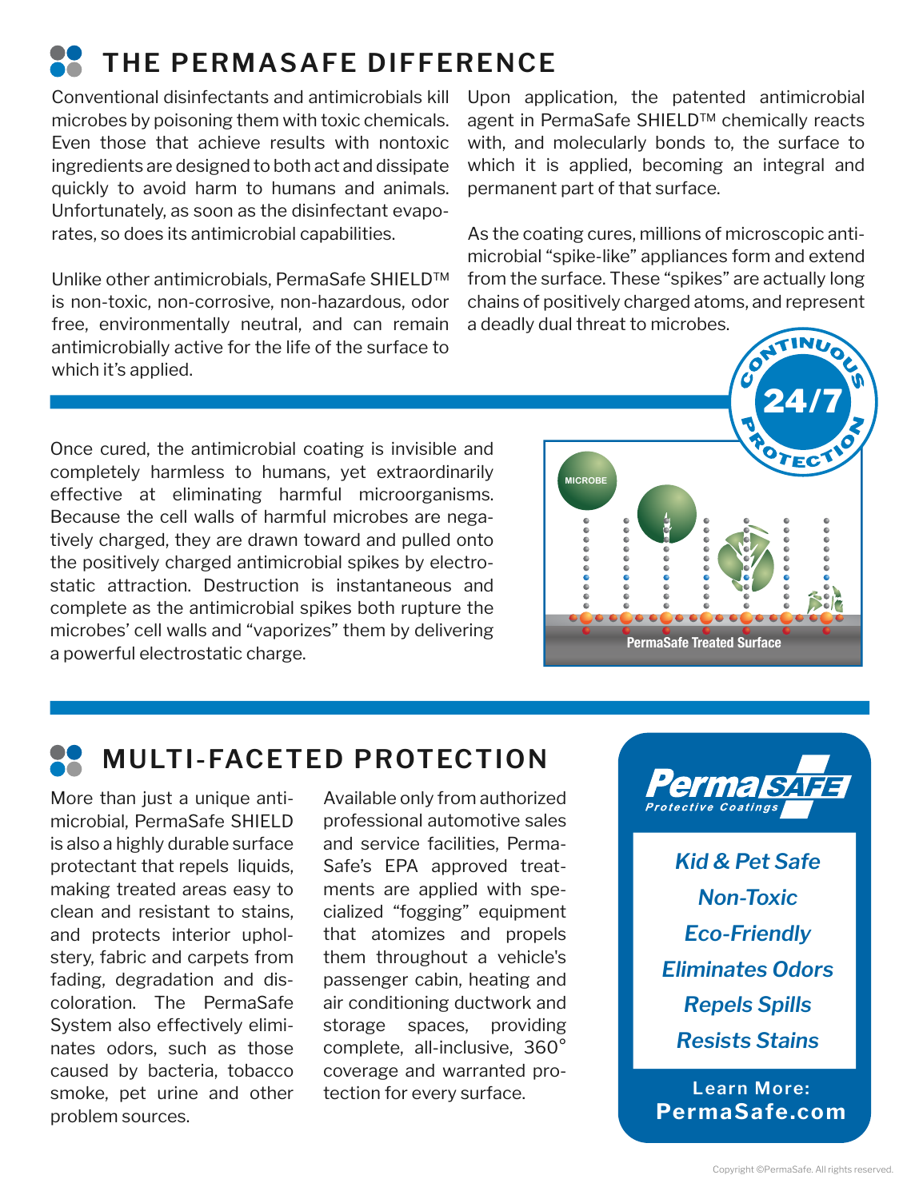## THE PERMASAFE DIFFERENCE

Conventional disinfectants and antimicrobials kill microbes by poisoning them with toxic chemicals. Even those that achieve results with nontoxic ingredients are designed to both act and dissipate quickly to avoid harm to humans and animals. Unfortunately, as soon as the disinfectant evaporates, so does its antimicrobial capabilities.

Unlike other antimicrobials, PermaSafe SHIELD™ is non-toxic, non-corrosive, non-hazardous, odor free, environmentally neutral, and can remain antimicrobially active for the life of the surface to which it's applied.

Upon application, the patented antimicrobial agent in PermaSafe SHIELD™ chemically reacts with, and molecularly bonds to, the surface to which it is applied, becoming an integral and permanent part of that surface.

As the coating cures, millions of microscopic antimicrobial "spike-like" appliances form and extend from the surface. These "spikes" are actually long chains of positively charged atoms, and represent a deadly dual threat to microbes.

CONTINUOUS 24/7 PROTECTION

Once cured, the antimicrobial coating is invisible and completely harmless to humans, yet extraordinarily effective at eliminating harmful microorganisms. Because the cell walls of harmful microbes are negatively charged, they are drawn toward and pulled onto the positively charged antimicrobial spikes by electrostatic attraction. Destruction is instantaneous and complete as the antimicrobial spikes both rupture the microbes' cell walls and "vaporizes" them by delivering a powerful electrostatic charge.

MICROBE

PermaSafe Treated Surface

## MULTI-FACETED PROTECTION

More than just a unique antimicrobial, PermaSafe SHIELD is also a highly durable surface protectant that repels liquids, making treated areas easy to clean and resistant to stains, and protects interior upholstery, fabric and carpets from fading, degradation and discoloration. The PermaSafe System also effectively eliminates odors, such as those caused by bacteria, tobacco smoke, pet urine and other problem sources.

Available only from authorized professional automotive sales and service facilities, PermaSafe's EPA approved treatments are applied with specialized "fogging" equipment that atomizes and propels them throughout a vehicle's passenger cabin, heating and air conditioning ductwork and storage spaces, providing complete, all-inclusive, 360° coverage and warranted protection for every surface.

**PermaSAFE**
*Protective Coatings*

*Kid & Pet Safe*
*Non-Toxic*
*Eco-Friendly*
*Eliminates Odors*
*Repels Spills*
*Resists Stains*

**Learn More:**
**PermaSafe.com**

Copyright ©PermaSafe. All rights reserved.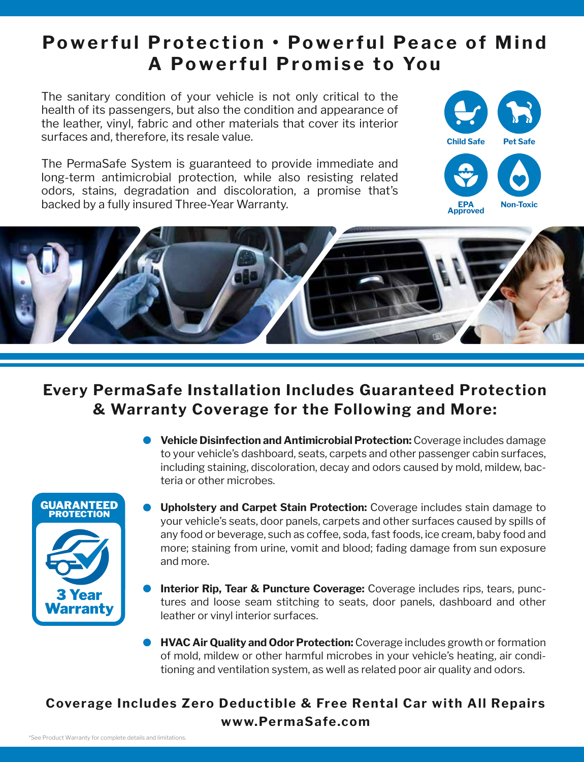# Powerful Protection • Powerful Peace of Mind
# A Powerful Promise to You

The sanitary condition of your vehicle is not only critical to the health of its passengers, but also the condition and appearance of the leather, vinyl, fabric and other materials that cover its interior surfaces and, therefore, its resale value.

The PermaSafe System is guaranteed to provide immediate and long-term antimicrobial protection, while also resisting related odors, stains, degradation and discoloration, a promise that's backed by a fully insured Three-Year Warranty.

Child Safe

Pet Safe

EPA Approved

Non-Toxic

## Every PermaSafe Installation Includes Guaranteed Protection & Warranty Coverage for the Following and More:

GUARANTEED PROTECTION

3 Year Warranty

- **Vehicle Disinfection and Antimicrobial Protection:** Coverage includes damage to your vehicle's dashboard, seats, carpets and other passenger cabin surfaces, including staining, discoloration, decay and odors caused by mold, mildew, bacteria or other microbes.
- **Upholstery and Carpet Stain Protection:** Coverage includes stain damage to your vehicle's seats, door panels, carpets and other surfaces caused by spills of any food or beverage, such as coffee, soda, fast foods, ice cream, baby food and more; staining from urine, vomit and blood; fading damage from sun exposure and more.
- **Interior Rip, Tear & Puncture Coverage:** Coverage includes rips, tears, punctures and loose seam stitching to seats, door panels, dashboard and other leather or vinyl interior surfaces.
- **HVAC Air Quality and Odor Protection:** Coverage includes growth or formation of mold, mildew or other harmful microbes in your vehicle's heating, air conditioning and ventilation system, as well as related poor air quality and odors.

**Coverage Includes Zero Deductible & Free Rental Car with All Repairs**

**www.PermaSafe.com**

*See Product Warranty for complete details and limitations.